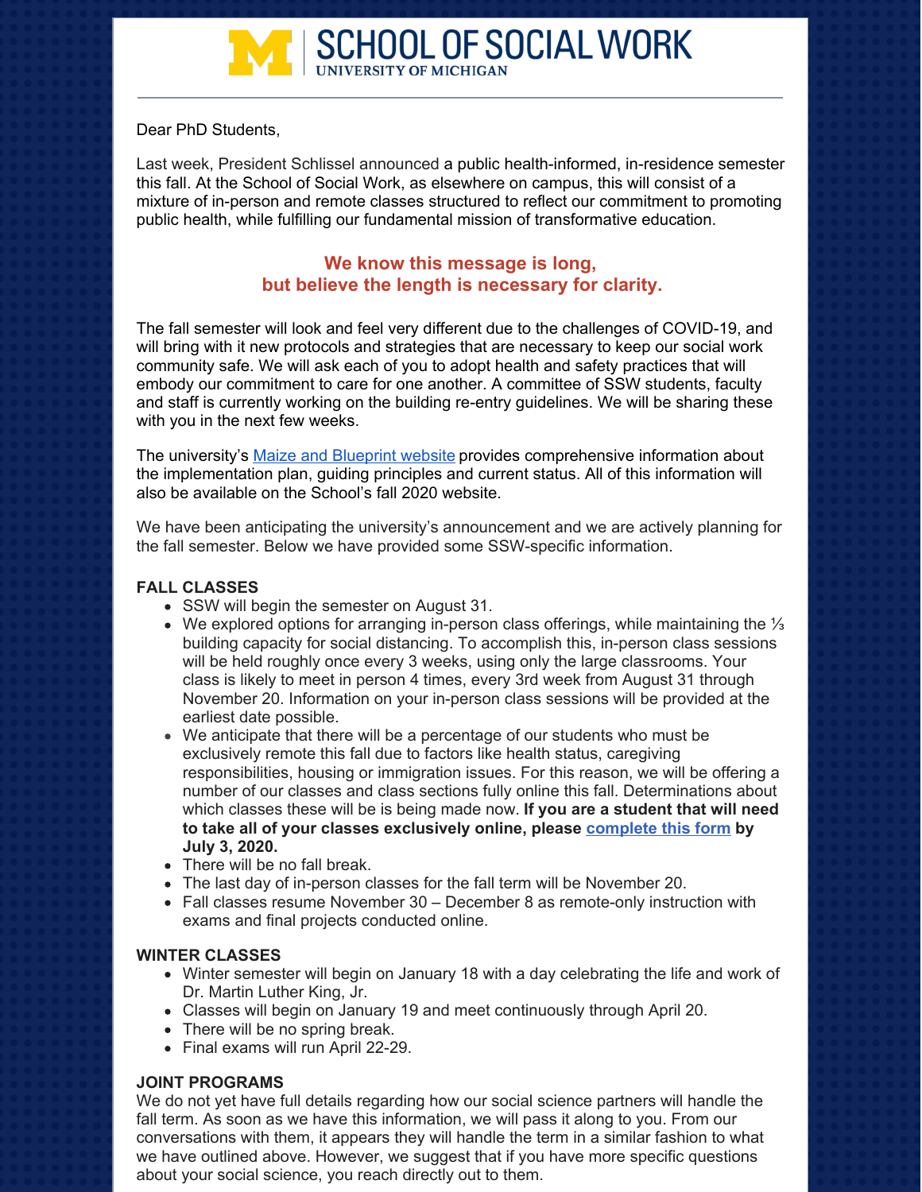# SCHOOL OF SOCIAL WORK
UNIVERSITY OF MICHIGAN

---

Dear PhD Students,

Last week, President Schlissel announced a public health-informed, in-residence semester this fall. At the School of Social Work, as elsewhere on campus, this will consist of a mixture of in-person and remote classes structured to reflect our commitment to promoting public health, while fulfilling our fundamental mission of transformative education.

**We know this message is long, but believe the length is necessary for clarity.**

The fall semester will look and feel very different due to the challenges of COVID-19, and will bring with it new protocols and strategies that are necessary to keep our social work community safe. We will ask each of you to adopt health and safety practices that will embody our commitment to care for one another. A committee of SSW students, faculty and staff is currently working on the building re-entry guidelines. We will be sharing these with you in the next few weeks.

The university's Maize and Blueprint website provides comprehensive information about the implementation plan, guiding principles and current status. All of this information will also be available on the School's fall 2020 website.

We have been anticipating the university's announcement and we are actively planning for the fall semester. Below we have provided some SSW-specific information.

**FALL CLASSES**

- SSW will begin the semester on August 31.
- We explored options for arranging in-person class offerings, while maintaining the ⅓ building capacity for social distancing. To accomplish this, in-person class sessions will be held roughly once every 3 weeks, using only the large classrooms. Your class is likely to meet in person 4 times, every 3rd week from August 31 through November 20. Information on your in-person class sessions will be provided at the earliest date possible.
- We anticipate that there will be a percentage of our students who must be exclusively remote this fall due to factors like health status, caregiving responsibilities, housing or immigration issues. For this reason, we will be offering a number of our classes and class sections fully online this fall. Determinations about which classes these will be is being made now. **If you are a student that will need to take all of your classes exclusively online, please complete this form by July 3, 2020.**
- There will be no fall break.
- The last day of in-person classes for the fall term will be November 20.
- Fall classes resume November 30 – December 8 as remote-only instruction with exams and final projects conducted online.

**WINTER CLASSES**

- Winter semester will begin on January 18 with a day celebrating the life and work of Dr. Martin Luther King, Jr.
- Classes will begin on January 19 and meet continuously through April 20.
- There will be no spring break.
- Final exams will run April 22-29.

**JOINT PROGRAMS**

We do not yet have full details regarding how our social science partners will handle the fall term. As soon as we have this information, we will pass it along to you. From our conversations with them, it appears they will handle the term in a similar fashion to what we have outlined above. However, we suggest that if you have more specific questions about your social science, you reach directly out to them.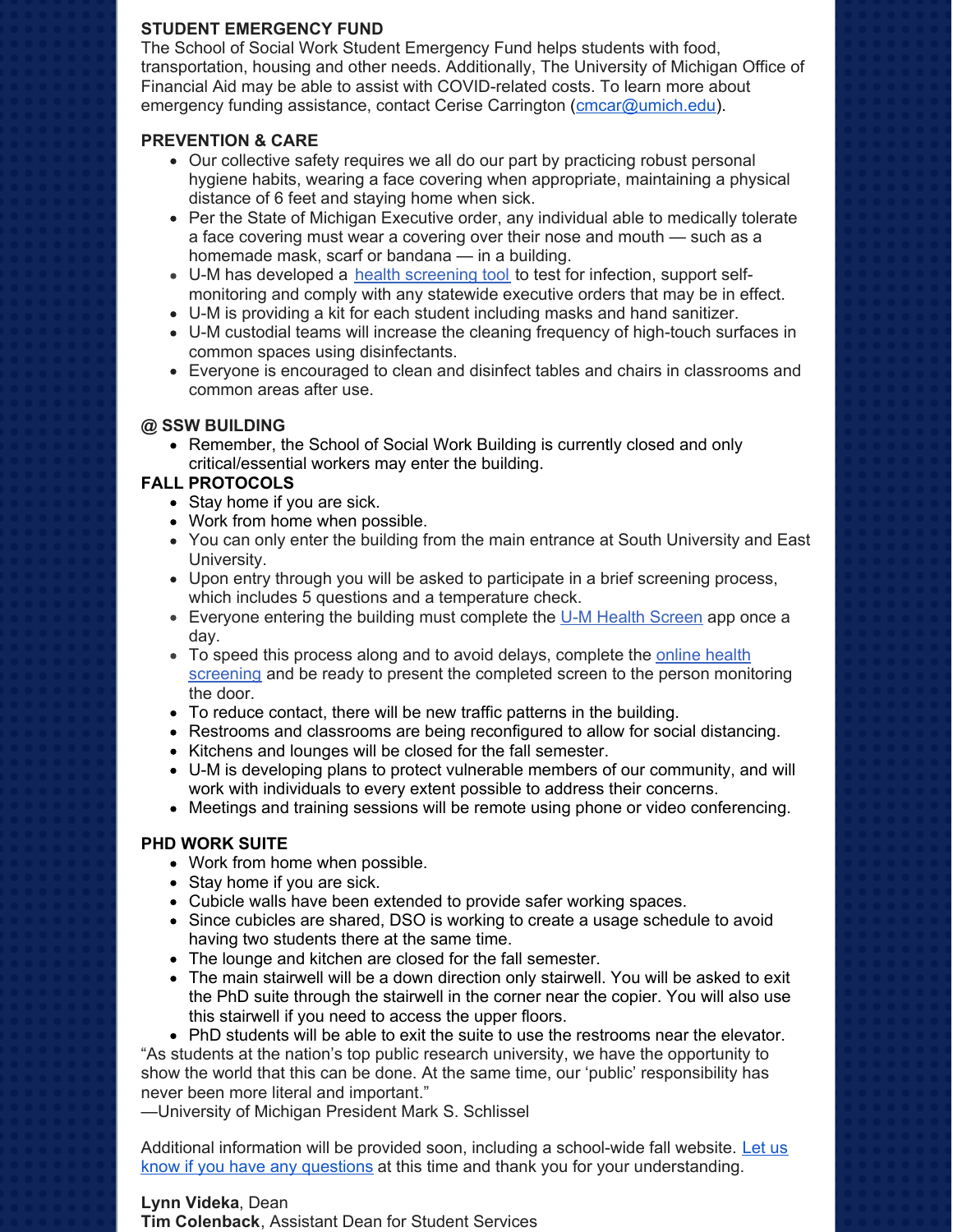**STUDENT EMERGENCY FUND**

The School of Social Work Student Emergency Fund helps students with food, transportation, housing and other needs. Additionally, The University of Michigan Office of Financial Aid may be able to assist with COVID-related costs. To learn more about emergency funding assistance, contact Cerise Carrington (cmcar@umich.edu).

**PREVENTION & CARE**

- Our collective safety requires we all do our part by practicing robust personal hygiene habits, wearing a face covering when appropriate, maintaining a physical distance of 6 feet and staying home when sick.
- Per the State of Michigan Executive order, any individual able to medically tolerate a face covering must wear a covering over their nose and mouth — such as a homemade mask, scarf or bandana — in a building.
- U-M has developed a health screening tool to test for infection, support self-monitoring and comply with any statewide executive orders that may be in effect.
- U-M is providing a kit for each student including masks and hand sanitizer.
- U-M custodial teams will increase the cleaning frequency of high-touch surfaces in common spaces using disinfectants.
- Everyone is encouraged to clean and disinfect tables and chairs in classrooms and common areas after use.

**@ SSW BUILDING**

- Remember, the School of Social Work Building is currently closed and only critical/essential workers may enter the building.

**FALL PROTOCOLS**

- Stay home if you are sick.
- Work from home when possible.
- You can only enter the building from the main entrance at South University and East University.
- Upon entry through you will be asked to participate in a brief screening process, which includes 5 questions and a temperature check.
- Everyone entering the building must complete the U-M Health Screen app once a day.
- To speed this process along and to avoid delays, complete the online health screening and be ready to present the completed screen to the person monitoring the door.
- To reduce contact, there will be new traffic patterns in the building.
- Restrooms and classrooms are being reconfigured to allow for social distancing.
- Kitchens and lounges will be closed for the fall semester.
- U-M is developing plans to protect vulnerable members of our community, and will work with individuals to every extent possible to address their concerns.
- Meetings and training sessions will be remote using phone or video conferencing.

**PHD WORK SUITE**

- Work from home when possible.
- Stay home if you are sick.
- Cubicle walls have been extended to provide safer working spaces.
- Since cubicles are shared, DSO is working to create a usage schedule to avoid having two students there at the same time.
- The lounge and kitchen are closed for the fall semester.
- The main stairwell will be a down direction only stairwell. You will be asked to exit the PhD suite through the stairwell in the corner near the copier. You will also use this stairwell if you need to access the upper floors.
- PhD students will be able to exit the suite to use the restrooms near the elevator.

"As students at the nation's top public research university, we have the opportunity to show the world that this can be done. At the same time, our 'public' responsibility has never been more literal and important."
—University of Michigan President Mark S. Schlissel

Additional information will be provided soon, including a school-wide fall website. Let us know if you have any questions at this time and thank you for your understanding.

**Lynn Videka**, Dean
**Tim Colenback**, Assistant Dean for Student Services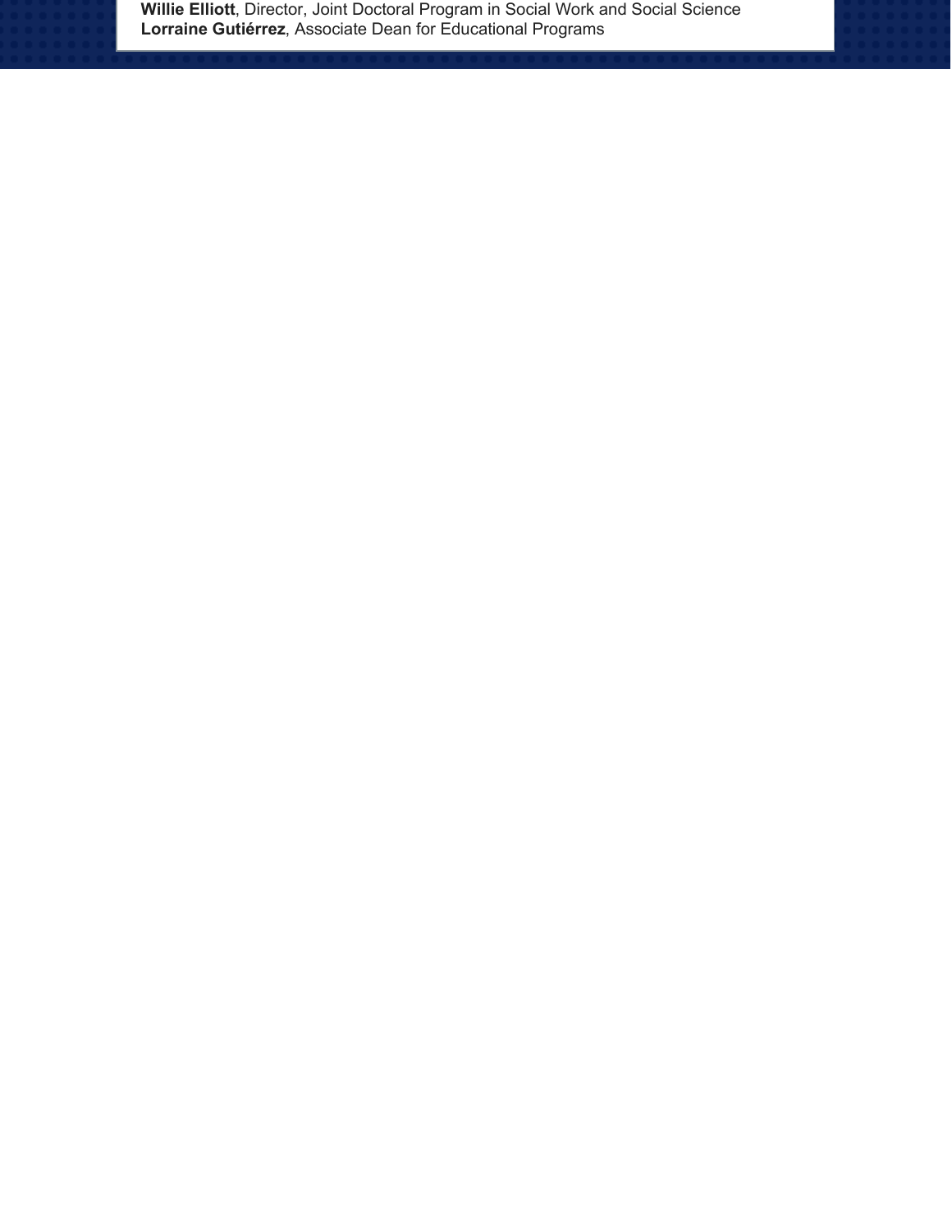**Willie Elliott**, Director, Joint Doctoral Program in Social Work and Social Science
**Lorraine Gutiérrez**, Associate Dean for Educational Programs